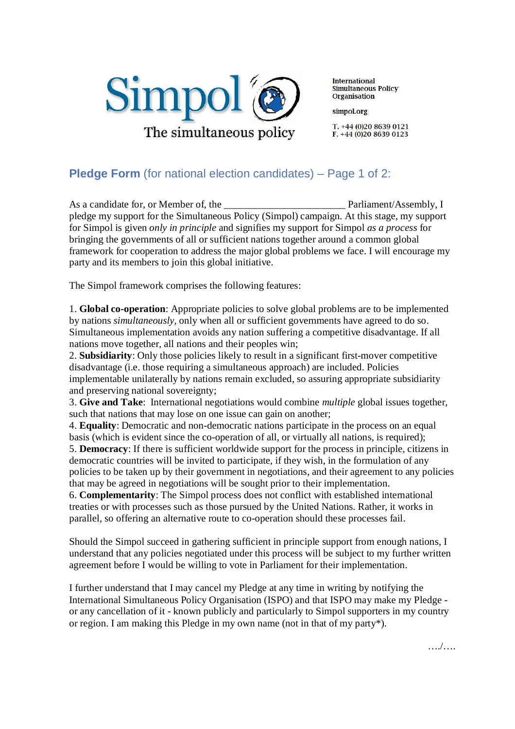Simpol

The simultaneous policy

International Simultaneous Policy Organisation

simpol.org

T. +44 (0)20 8639 0121
F. +44 (0)20 8639 0123

## **Pledge Form** (for national election candidates) – Page 1 of 2:

As a candidate for, or Member of, the ________________________ Parliament/Assembly, I pledge my support for the Simultaneous Policy (Simpol) campaign. At this stage, my support for Simpol is given *only in principle* and signifies my support for Simpol *as a process* for bringing the governments of all or sufficient nations together around a common global framework for cooperation to address the major global problems we face. I will encourage my party and its members to join this global initiative.

The Simpol framework comprises the following features:

1. **Global co-operation**: Appropriate policies to solve global problems are to be implemented by nations *simultaneously*, only when all or sufficient governments have agreed to do so. Simultaneous implementation avoids any nation suffering a competitive disadvantage. If all nations move together, all nations and their peoples win;
2. **Subsidiarity**: Only those policies likely to result in a significant first-mover competitive disadvantage (i.e. those requiring a simultaneous approach) are included. Policies implementable unilaterally by nations remain excluded, so assuring appropriate subsidiarity and preserving national sovereignty;
3. **Give and Take**: International negotiations would combine *multiple* global issues together, such that nations that may lose on one issue can gain on another;
4. **Equality**: Democratic and non-democratic nations participate in the process on an equal basis (which is evident since the co-operation of all, or virtually all nations, is required);
5. **Democracy**: If there is sufficient worldwide support for the process in principle, citizens in democratic countries will be invited to participate, if they wish, in the formulation of any policies to be taken up by their government in negotiations, and their agreement to any policies that may be agreed in negotiations will be sought prior to their implementation.
6. **Complementarity**: The Simpol process does not conflict with established international treaties or with processes such as those pursued by the United Nations. Rather, it works in parallel, so offering an alternative route to co-operation should these processes fail.

Should the Simpol succeed in gathering sufficient in principle support from enough nations, I understand that any policies negotiated under this process will be subject to my further written agreement before I would be willing to vote in Parliament for their implementation.

I further understand that I may cancel my Pledge at any time in writing by notifying the International Simultaneous Policy Organisation (ISPO) and that ISPO may make my Pledge - or any cancellation of it - known publicly and particularly to Simpol supporters in my country or region. I am making this Pledge in my own name (not in that of my party*).

…./….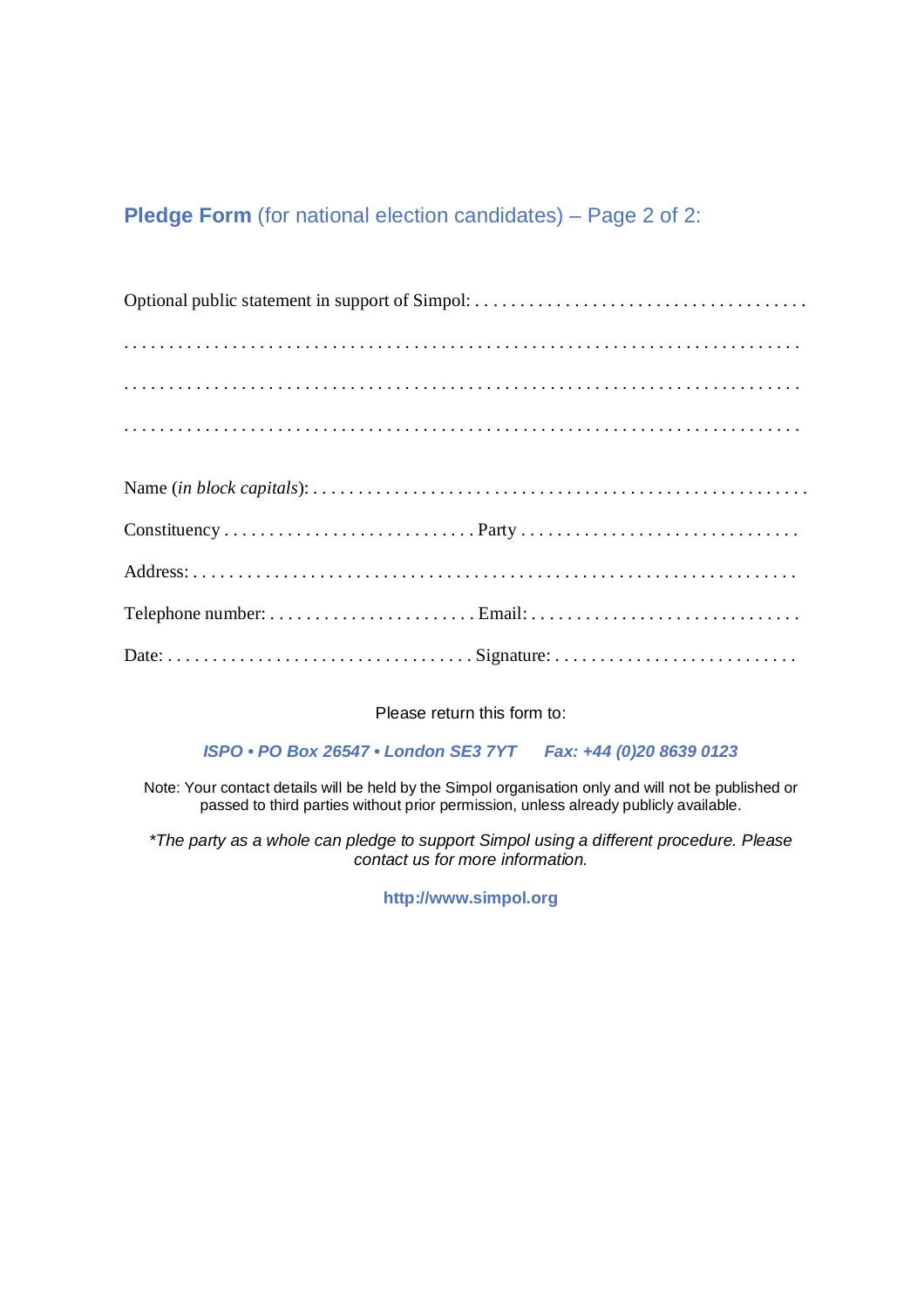## **Pledge Form** (for national election candidates) – Page 2 of 2:

Optional public statement in support of Simpol: . . . . . . . . . . . . . . . . . . . . . . . . . . . . . . . . . . . .

. . . . . . . . . . . . . . . . . . . . . . . . . . . . . . . . . . . . . . . . . . . . . . . . . . . . . . . . . . . . . . . . . . . . . . . . .

. . . . . . . . . . . . . . . . . . . . . . . . . . . . . . . . . . . . . . . . . . . . . . . . . . . . . . . . . . . . . . . . . . . . . . . . .

. . . . . . . . . . . . . . . . . . . . . . . . . . . . . . . . . . . . . . . . . . . . . . . . . . . . . . . . . . . . . . . . . . . . . . . . .

Name (*in block capitals*): . . . . . . . . . . . . . . . . . . . . . . . . . . . . . . . . . . . . . . . . . . . . . . . . . . . . . .

Constituency . . . . . . . . . . . . . . . . . . . . . . . . . . . . Party . . . . . . . . . . . . . . . . . . . . . . . . . . . . . .

Address: . . . . . . . . . . . . . . . . . . . . . . . . . . . . . . . . . . . . . . . . . . . . . . . . . . . . . . . . . . . . . . . . .

Telephone number: . . . . . . . . . . . . . . . . . . . . . . . Email: . . . . . . . . . . . . . . . . . . . . . . . . . . . . .

Date: . . . . . . . . . . . . . . . . . . . . . . . . . . . . . . . . . Signature: . . . . . . . . . . . . . . . . . . . . . . . . . . .

Please return this form to:

***ISPO • PO Box 26547 • London SE3 7YT*** ***Fax: +44 (0)20 8639 0123***

Note: Your contact details will be held by the Simpol organisation only and will not be published or passed to third parties without prior permission, unless already publicly available.

*\*The party as a whole can pledge to support Simpol using a different procedure. Please contact us for more information.*

**http://www.simpol.org**